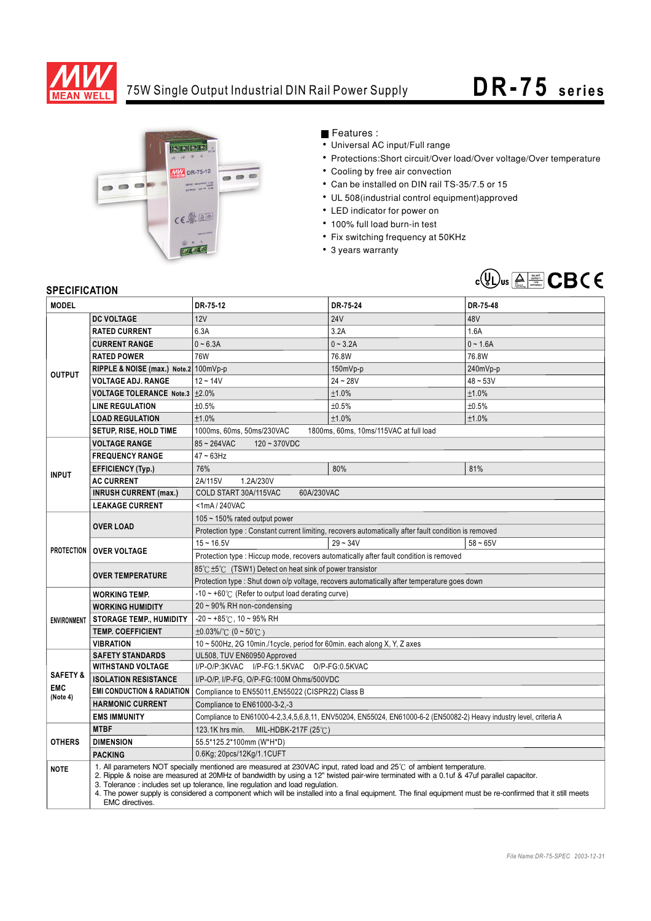# 75W Single Output Industrial DIN Rail Power Supply

## DR-75 series

■ Features :

- Universal AC input/Full range
- Protections:Short circuit/Over load/Over voltage/Over temperature
- Cooling by free air convection
- Can be installed on DIN rail TS-35/7.5 or 15
- UL 508(industrial control equipment)approved
- LED indicator for power on
- 100% full load burn-in test
- Fix switching frequency at 50KHz
- 3 years warranty

## SPECIFICATION

| MODEL | | DR-75-12 | DR-75-24 | DR-75-48 |
|---|---|---|---|---|
| OUTPUT | DC VOLTAGE | 12V | 24V | 48V |
| | RATED CURRENT | 6.3A | 3.2A | 1.6A |
| | CURRENT RANGE | 0 ~ 6.3A | 0 ~ 3.2A | 0 ~ 1.6A |
| | RATED POWER | 76W | 76.8W | 76.8W |
| | RIPPLE & NOISE (max.) Note.2 | 100mVp-p | 150mVp-p | 240mVp-p |
| | VOLTAGE ADJ. RANGE | 12 ~ 14V | 24 ~ 28V | 48 ~ 53V |
| | VOLTAGE TOLERANCE Note.3 | ±2.0% | ±1.0% | ±1.0% |
| | LINE REGULATION | ±0.5% | ±0.5% | ±0.5% |
| | LOAD REGULATION | ±1.0% | ±1.0% | ±1.0% |
| | SETUP, RISE, HOLD TIME | 1000ms, 60ms, 50ms/230VAC 1800ms, 60ms, 10ms/115VAC at full load | | |
| INPUT | VOLTAGE RANGE | 85 ~ 264VAC 120 ~ 370VDC | | |
| | FREQUENCY RANGE | 47 ~ 63Hz | | |
| | EFFICIENCY (Typ.) | 76% | 80% | 81% |
| | AC CURRENT | 2A/115V 1.2A/230V | | |
| | INRUSH CURRENT (max.) | COLD START 30A/115VAC 60A/230VAC | | |
| | LEAKAGE CURRENT | <1mA / 240VAC | | |
| PROTECTION | OVER LOAD | 105 ~ 150% rated output power | | |
| | | Protection type : Constant current limiting, recovers automatically after fault condition is removed | | |
| | OVER VOLTAGE | 15 ~ 16.5V | 29 ~ 34V | 58 ~ 65V |
| | | Protection type : Hiccup mode, recovers automatically after fault condition is removed | | |
| | OVER TEMPERATURE | 85℃±5℃ (TSW1) Detect on heat sink of power transistor | | |
| | | Protection type : Shut down o/p voltage, recovers automatically after temperature goes down | | |
| ENVIRONMENT | WORKING TEMP. | -10 ~ +60℃ (Refer to output load derating curve) | | |
| | WORKING HUMIDITY | 20 ~ 90% RH non-condensing | | |
| | STORAGE TEMP., HUMIDITY | -20 ~ +85℃, 10 ~ 95% RH | | |
| | TEMP. COEFFICIENT | ±0.03%/℃ (0 ~ 50℃) | | |
| | VIBRATION | 10 ~ 500Hz, 2G 10min./1cycle, period for 60min. each along X, Y, Z axes | | |
| SAFETY & EMC (Note 4) | SAFETY STANDARDS | UL508, TUV EN60950 Approved | | |
| | WITHSTAND VOLTAGE | I/P-O/P:3KVAC I/P-FG:1.5KVAC O/P-FG:0.5KVAC | | |
| | ISOLATION RESISTANCE | I/P-O/P, I/P-FG, O/P-FG:100M Ohms/500VDC | | |
| | EMI CONDUCTION & RADIATION | Compliance to EN55011,EN55022 (CISPR22) Class B | | |
| | HARMONIC CURRENT | Compliance to EN61000-3-2,-3 | | |
| | EMS IMMUNITY | Compliance to EN61000-4-2,3,4,5,6,8,11, ENV50204, EN55024, EN61000-6-2 (EN50082-2) Heavy industry level, criteria A | | |
| OTHERS | MTBF | 123.1K hrs min. MIL-HDBK-217F (25℃) | | |
| | DIMENSION | 55.5*125.2*100mm (W*H*D) | | |
| | PACKING | 0.6Kg; 20pcs/12Kg/1.1CUFT | | |

**NOTE**

1. All parameters NOT specially mentioned are measured at 230VAC input, rated load and 25℃ of ambient temperature.
2. Ripple & noise are measured at 20MHz of bandwidth by using a 12" twisted pair-wire terminated with a 0.1uf & 47uf parallel capacitor.
3. Tolerance : includes set up tolerance, line regulation and load regulation.
4. The power supply is considered a component which will be installed into a final equipment. The final equipment must be re-confirmed that it still meets EMC directives.

*File Name:DR-75-SPEC 2003-12-31*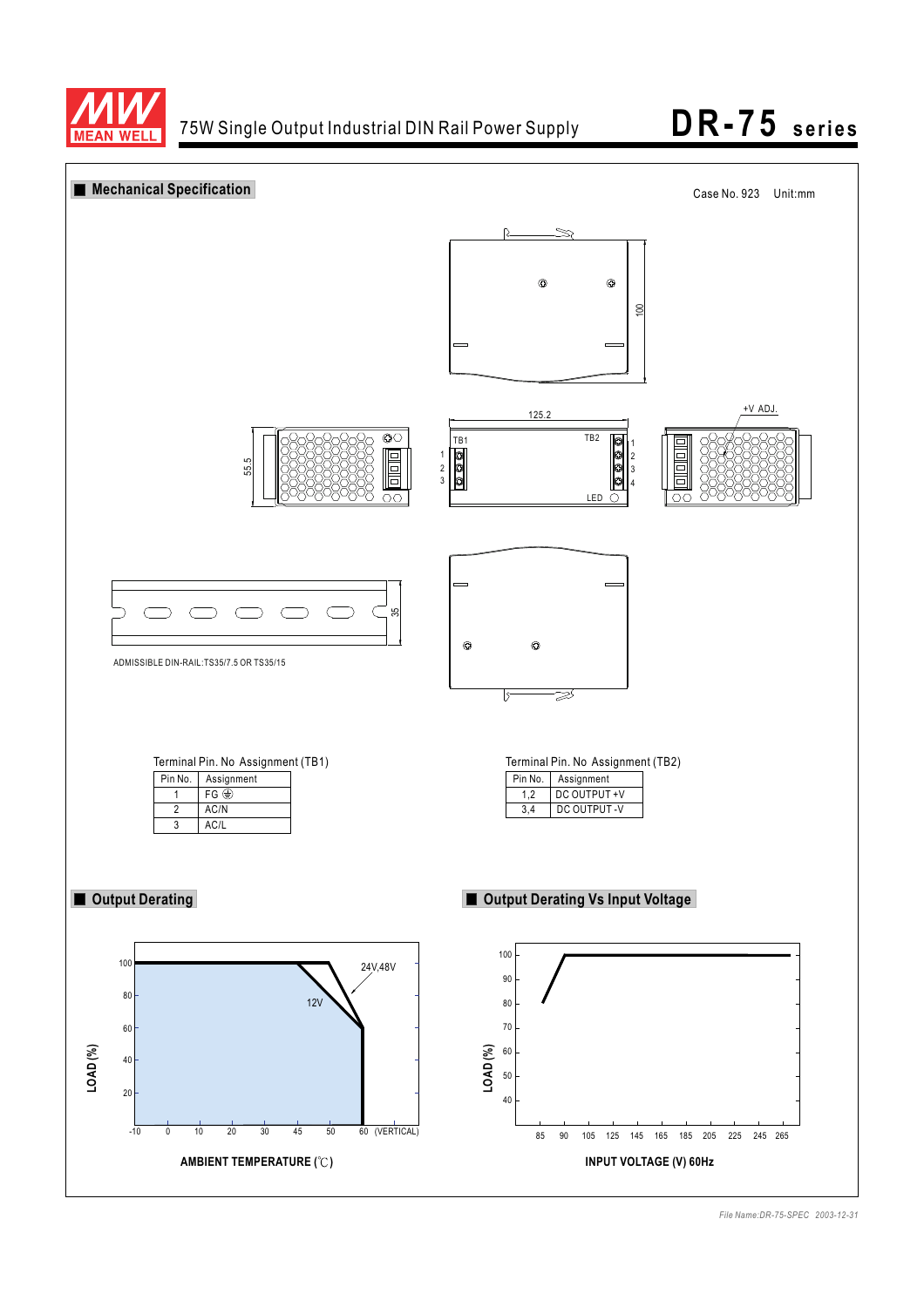## Mechanical Specification

Case No. 923 Unit:mm

100

125.2

+V ADJ.

55.5

TB1

TB2

1
2
3

1
2
3
4

LED

35

ADMISSIBLE DIN-RAIL:TS35/7.5 OR TS35/15

Terminal Pin. No Assignment (TB1)

| Pin No. | Assignment |
|---|---|
| 1 | FG ⏚ |
| 2 | AC/N |
| 3 | AC/L |

Terminal Pin. No Assignment (TB2)

| Pin No. | Assignment |
|---|---|
| 1,2 | DC OUTPUT +V |
| 3,4 | DC OUTPUT -V |

## Output Derating

LOAD (%)

100
80
60
40
20

24V,48V

12V

-10 0 10 20 30 45 50 60 (VERTICAL)

AMBIENT TEMPERATURE (℃)

## Output Derating Vs Input Voltage

LOAD (%)

100
90
80
70
60
50
40

85 90 105 125 145 165 185 205 225 245 265

INPUT VOLTAGE (V) 60Hz

*File Name:DR-75-SPEC 2003-12-31*